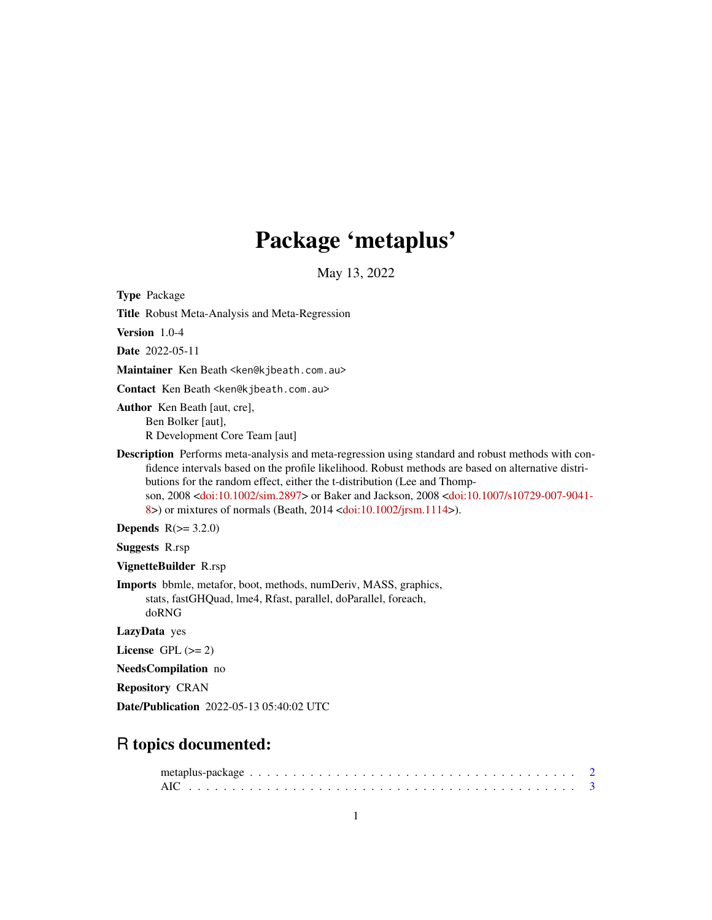# Package 'metaplus'

May 13, 2022

**Type** Package

**Title** Robust Meta-Analysis and Meta-Regression

**Version** 1.0-4

**Date** 2022-05-11

**Maintainer** Ken Beath <ken@kjbeath.com.au>

**Contact** Ken Beath <ken@kjbeath.com.au>

**Author** Ken Beath [aut, cre],
Ben Bolker [aut],
R Development Core Team [aut]

**Description** Performs meta-analysis and meta-regression using standard and robust methods with confidence intervals based on the profile likelihood. Robust methods are based on alternative distributions for the random effect, either the t-distribution (Lee and Thompson, 2008 <doi:10.1002/sim.2897> or Baker and Jackson, 2008 <doi:10.1007/s10729-007-9041-8>) or mixtures of normals (Beath, 2014 <doi:10.1002/jrsm.1114>).

**Depends** R(>= 3.2.0)

**Suggests** R.rsp

**VignetteBuilder** R.rsp

**Imports** bbmle, metafor, boot, methods, numDeriv, MASS, graphics, stats, fastGHQuad, lme4, Rfast, parallel, doParallel, foreach, doRNG

**LazyData** yes

**License** GPL (>= 2)

**NeedsCompilation** no

**Repository** CRAN

**Date/Publication** 2022-05-13 05:40:02 UTC

## R topics documented:

metaplus-package . . . . . . . . . . . . . . . . . . . . . . . . . . . . . . . . . . . . . 2
AIC . . . . . . . . . . . . . . . . . . . . . . . . . . . . . . . . . . . . . . . . . . . . 3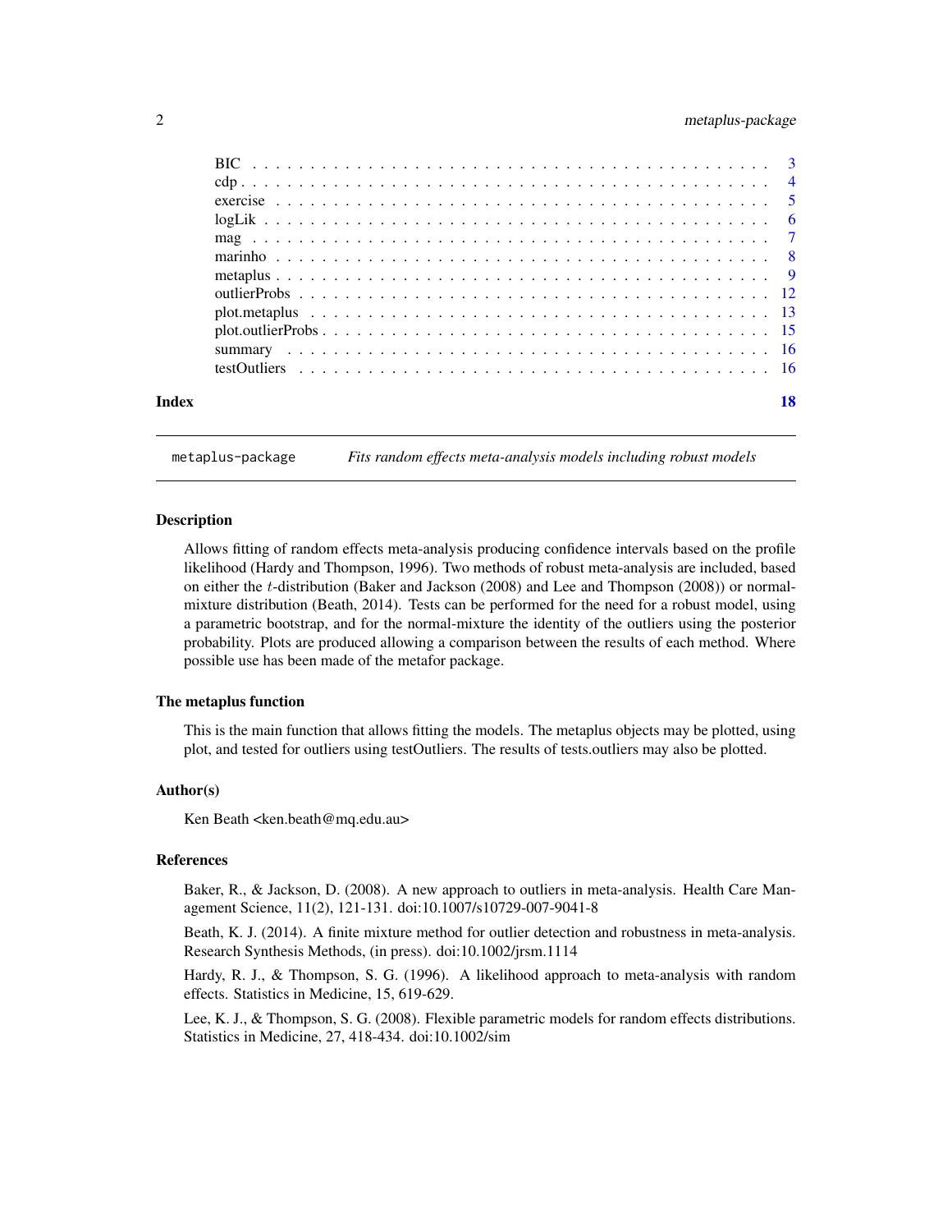| | |
|---|---|
| BIC | 3 |
| cdp | 4 |
| exercise | 5 |
| logLik | 6 |
| mag | 7 |
| marinho | 8 |
| metaplus | 9 |
| outlierProbs | 12 |
| plot.metaplus | 13 |
| plot.outlierProbs | 15 |
| summary | 16 |
| testOutliers | 16 |

**Index** 18

---

`metaplus-package` *Fits random effects meta-analysis models including robust models*

---

### Description

Allows fitting of random effects meta-analysis producing confidence intervals based on the profile likelihood (Hardy and Thompson, 1996). Two methods of robust meta-analysis are included, based on either the $t$-distribution (Baker and Jackson (2008) and Lee and Thompson (2008)) or normal-mixture distribution (Beath, 2014). Tests can be performed for the need for a robust model, using a parametric bootstrap, and for the normal-mixture the identity of the outliers using the posterior probability. Plots are produced allowing a comparison between the results of each method. Where possible use has been made of the metafor package.

### The metaplus function

This is the main function that allows fitting the models. The metaplus objects may be plotted, using plot, and tested for outliers using testOutliers. The results of tests.outliers may also be plotted.

### Author(s)

Ken Beath <ken.beath@mq.edu.au>

### References

Baker, R., & Jackson, D. (2008). A new approach to outliers in meta-analysis. Health Care Management Science, 11(2), 121-131. doi:10.1007/s10729-007-9041-8

Beath, K. J. (2014). A finite mixture method for outlier detection and robustness in meta-analysis. Research Synthesis Methods, (in press). doi:10.1002/jrsm.1114

Hardy, R. J., & Thompson, S. G. (1996). A likelihood approach to meta-analysis with random effects. Statistics in Medicine, 15, 619-629.

Lee, K. J., & Thompson, S. G. (2008). Flexible parametric models for random effects distributions. Statistics in Medicine, 27, 418-434. doi:10.1002/sim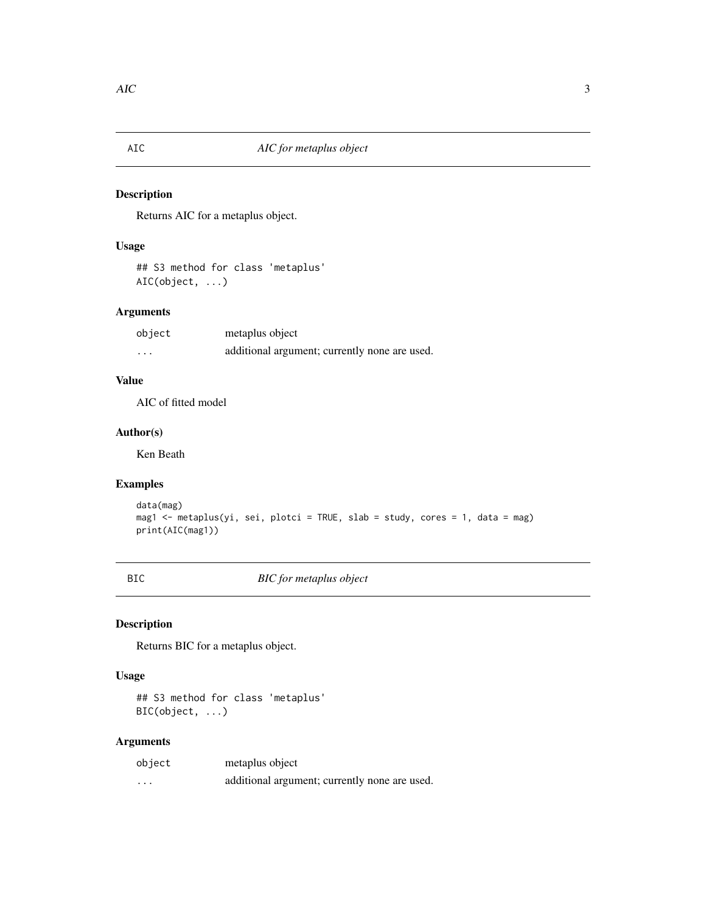## AIC — *AIC for metaplus object*

### Description

Returns AIC for a metaplus object.

### Usage

```
## S3 method for class 'metaplus'
AIC(object, ...)
```

### Arguments

| | |
|---|---|
| `object` | metaplus object |
| `...` | additional argument; currently none are used. |

### Value

AIC of fitted model

### Author(s)

Ken Beath

### Examples

```
data(mag)
mag1 <- metaplus(yi, sei, plotci = TRUE, slab = study, cores = 1, data = mag)
print(AIC(mag1))
```

## BIC — *BIC for metaplus object*

### Description

Returns BIC for a metaplus object.

### Usage

```
## S3 method for class 'metaplus'
BIC(object, ...)
```

### Arguments

| | |
|---|---|
| `object` | metaplus object |
| `...` | additional argument; currently none are used. |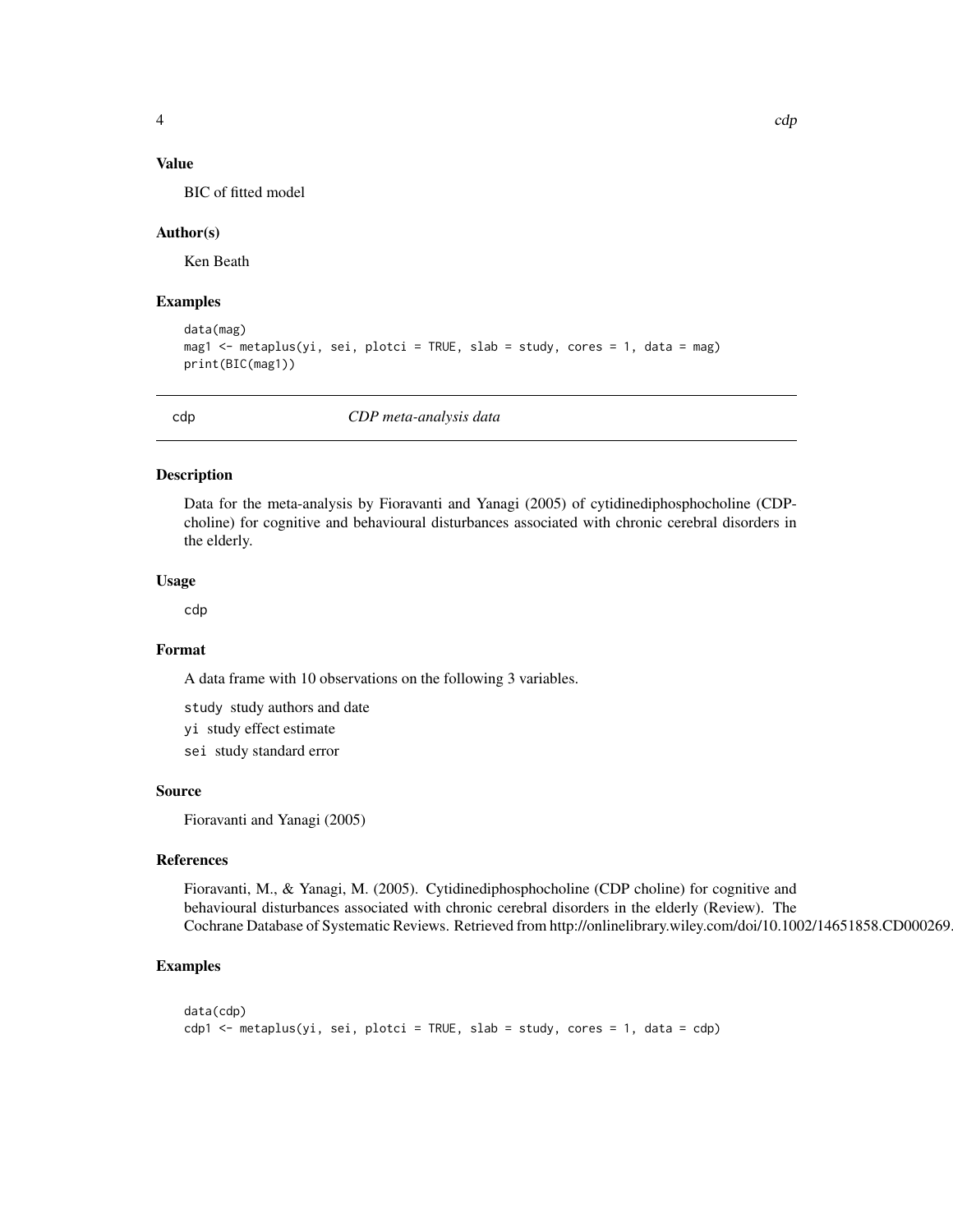### Value

BIC of fitted model

### Author(s)

Ken Beath

### Examples

```
data(mag)
mag1 <- metaplus(yi, sei, plotci = TRUE, slab = study, cores = 1, data = mag)
print(BIC(mag1))
```

---

## cdp — *CDP meta-analysis data*

---

### Description

Data for the meta-analysis by Fioravanti and Yanagi (2005) of cytidinediphosphocholine (CDP-choline) for cognitive and behavioural disturbances associated with chronic cerebral disorders in the elderly.

### Usage

```
cdp
```

### Format

A data frame with 10 observations on the following 3 variables.

- `study` study authors and date
- `yi` study effect estimate
- `sei` study standard error

### Source

Fioravanti and Yanagi (2005)

### References

Fioravanti, M., & Yanagi, M. (2005). Cytidinediphosphocholine (CDP choline) for cognitive and behavioural disturbances associated with chronic cerebral disorders in the elderly (Review). The Cochrane Database of Systematic Reviews. Retrieved from http://onlinelibrary.wiley.com/doi/10.1002/14651858.CD000269.

### Examples

```
data(cdp)
cdp1 <- metaplus(yi, sei, plotci = TRUE, slab = study, cores = 1, data = cdp)
```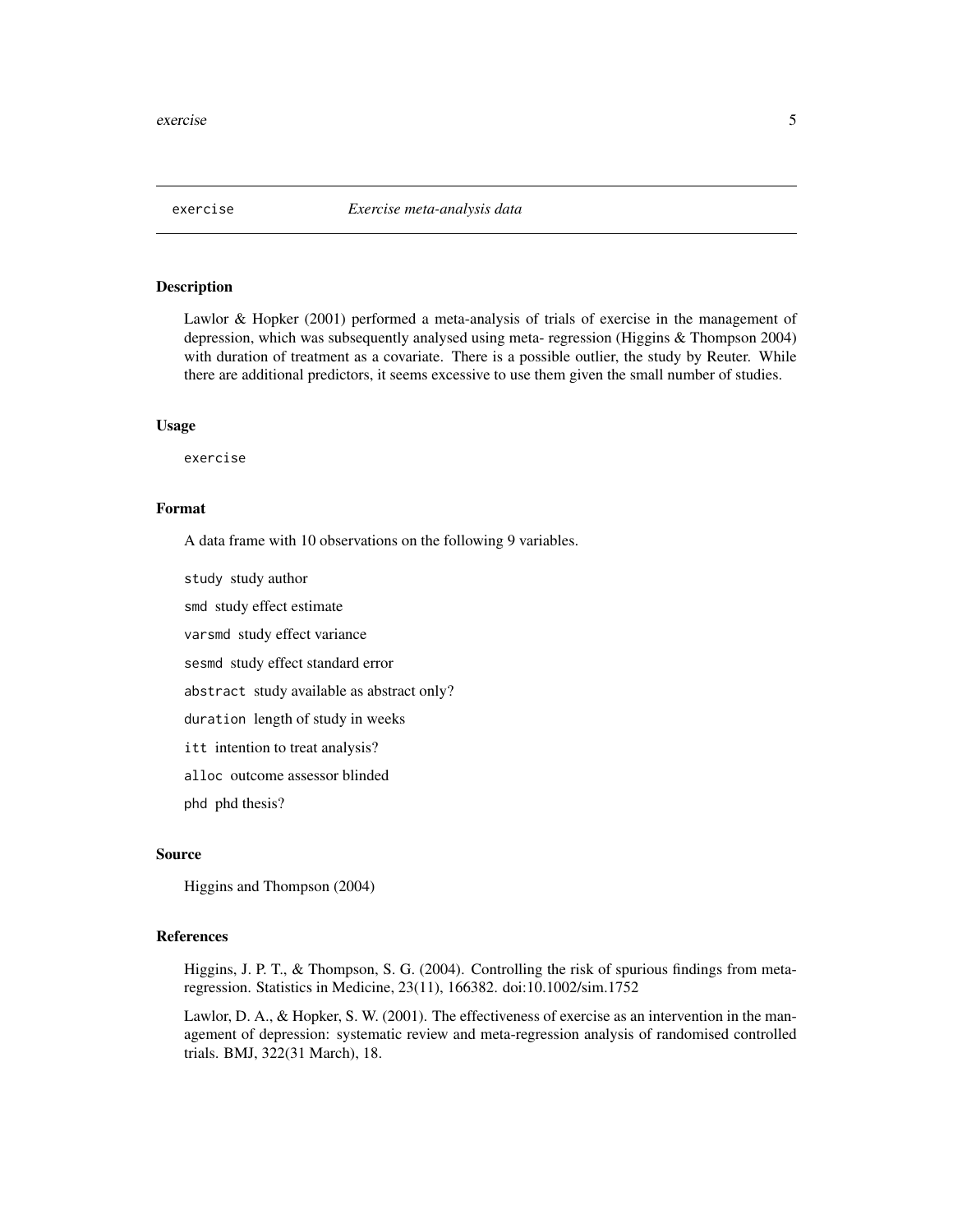`exercise` *Exercise meta-analysis data*

## Description

Lawlor & Hopker (2001) performed a meta-analysis of trials of exercise in the management of depression, which was subsequently analysed using meta- regression (Higgins & Thompson 2004) with duration of treatment as a covariate. There is a possible outlier, the study by Reuter. While there are additional predictors, it seems excessive to use them given the small number of studies.

## Usage

```
exercise
```

## Format

A data frame with 10 observations on the following 9 variables.

`study` study author

`smd` study effect estimate

`varsmd` study effect variance

`sesmd` study effect standard error

`abstract` study available as abstract only?

`duration` length of study in weeks

`itt` intention to treat analysis?

`alloc` outcome assessor blinded

`phd` phd thesis?

## Source

Higgins and Thompson (2004)

## References

Higgins, J. P. T., & Thompson, S. G. (2004). Controlling the risk of spurious findings from meta-regression. Statistics in Medicine, 23(11), 166382. doi:10.1002/sim.1752

Lawlor, D. A., & Hopker, S. W. (2001). The effectiveness of exercise as an intervention in the management of depression: systematic review and meta-regression analysis of randomised controlled trials. BMJ, 322(31 March), 18.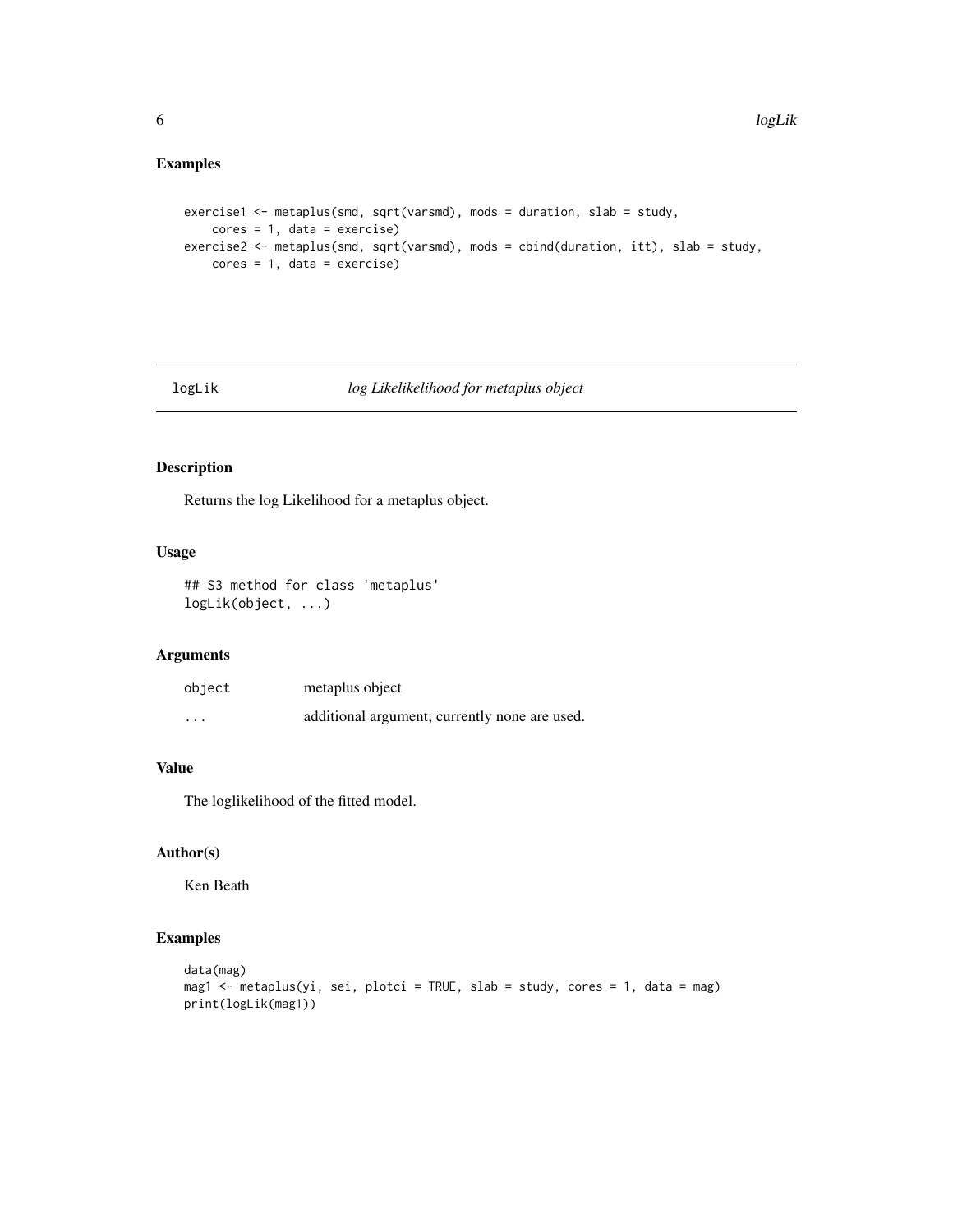## Examples

```
exercise1 <- metaplus(smd, sqrt(varsmd), mods = duration, slab = study,
    cores = 1, data = exercise)
exercise2 <- metaplus(smd, sqrt(varsmd), mods = cbind(duration, itt), slab = study,
    cores = 1, data = exercise)
```

---

# logLik *log Likelikelihood for metaplus object*

---

## Description

Returns the log Likelihood for a metaplus object.

## Usage

```
## S3 method for class 'metaplus'
logLik(object, ...)
```

## Arguments

| | |
|---|---|
| `object` | metaplus object |
| `...` | additional argument; currently none are used. |

## Value

The loglikelihood of the fitted model.

## Author(s)

Ken Beath

## Examples

```
data(mag)
mag1 <- metaplus(yi, sei, plotci = TRUE, slab = study, cores = 1, data = mag)
print(logLik(mag1))
```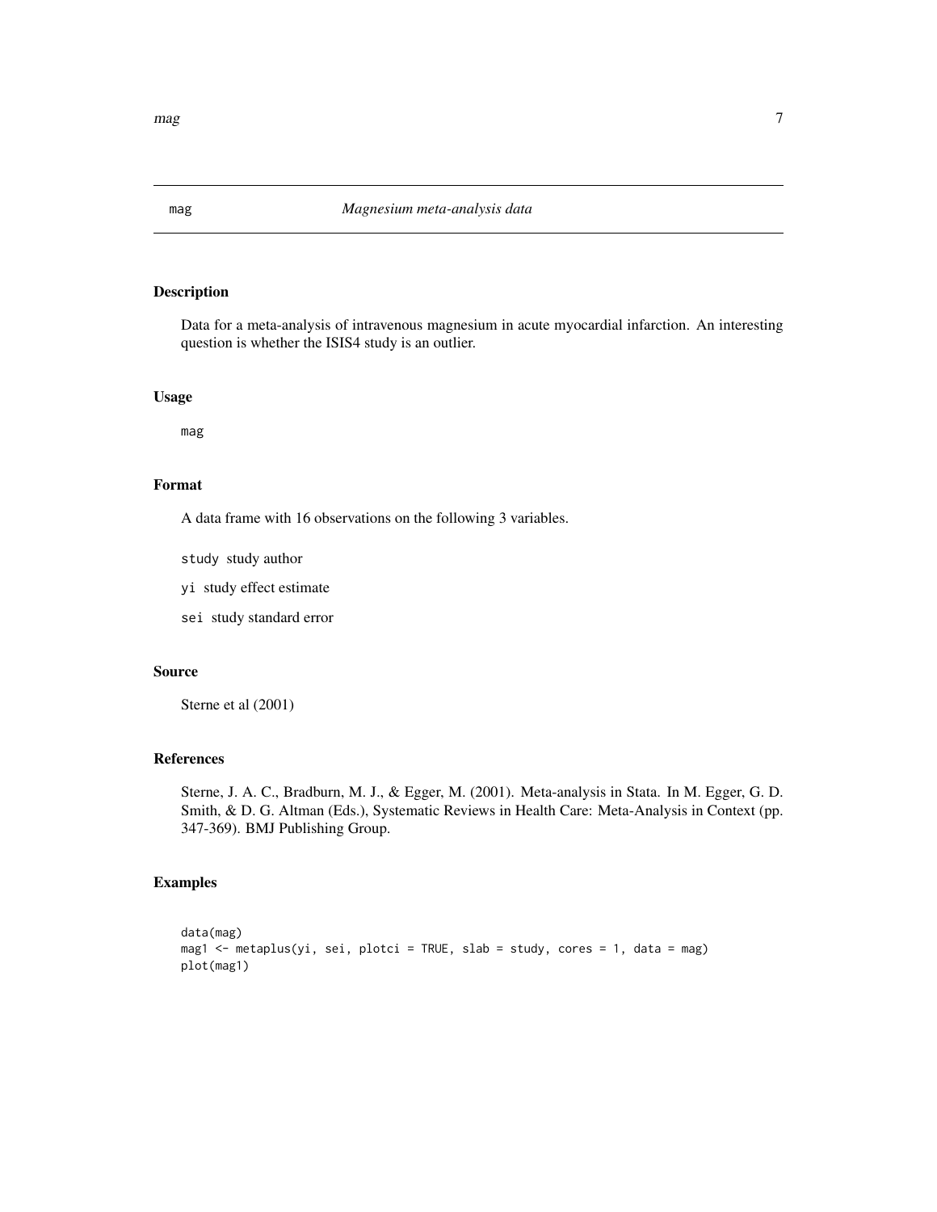# mag *Magnesium meta-analysis data*

## Description

Data for a meta-analysis of intravenous magnesium in acute myocardial infarction. An interesting question is whether the ISIS4 study is an outlier.

## Usage

```
mag
```

## Format

A data frame with 16 observations on the following 3 variables.

- `study` study author
- `yi` study effect estimate
- `sei` study standard error

## Source

Sterne et al (2001)

## References

Sterne, J. A. C., Bradburn, M. J., & Egger, M. (2001). Meta-analysis in Stata. In M. Egger, G. D. Smith, & D. G. Altman (Eds.), Systematic Reviews in Health Care: Meta-Analysis in Context (pp. 347-369). BMJ Publishing Group.

## Examples

```
data(mag)
mag1 <- metaplus(yi, sei, plotci = TRUE, slab = study, cores = 1, data = mag)
plot(mag1)
```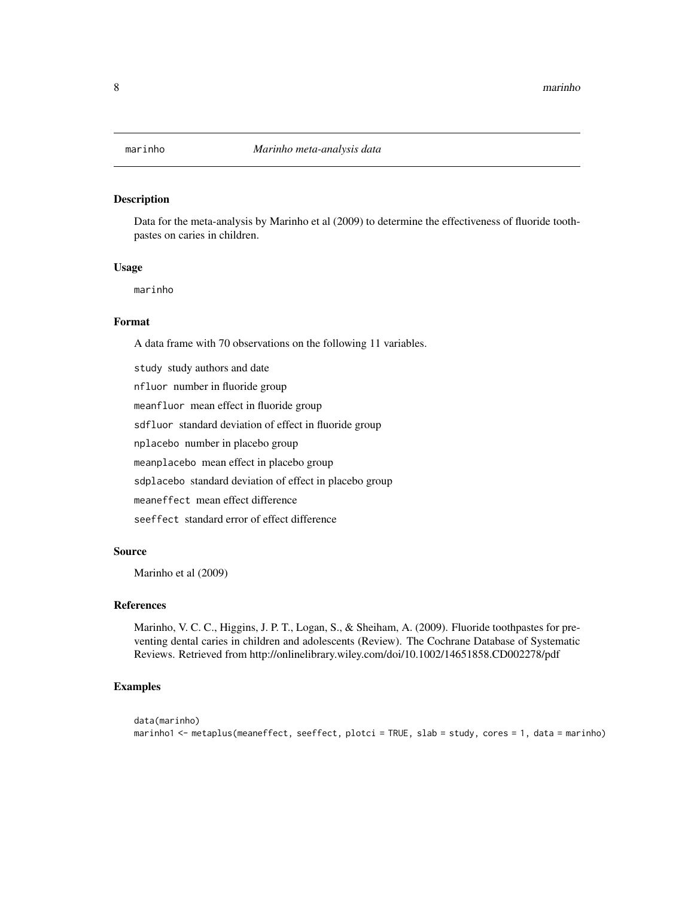`marinho` *Marinho meta-analysis data*

## Description

Data for the meta-analysis by Marinho et al (2009) to determine the effectiveness of fluoride toothpastes on caries in children.

## Usage

```
marinho
```

## Format

A data frame with 70 observations on the following 11 variables.

- `study` study authors and date
- `nfluor` number in fluoride group
- `meanfluor` mean effect in fluoride group
- `sdfluor` standard deviation of effect in fluoride group
- `nplacebo` number in placebo group
- `meanplacebo` mean effect in placebo group
- `sdplacebo` standard deviation of effect in placebo group
- `meaneffect` mean effect difference
- `seeffect` standard error of effect difference

## Source

Marinho et al (2009)

## References

Marinho, V. C. C., Higgins, J. P. T., Logan, S., & Sheiham, A. (2009). Fluoride toothpastes for preventing dental caries in children and adolescents (Review). The Cochrane Database of Systematic Reviews. Retrieved from http://onlinelibrary.wiley.com/doi/10.1002/14651858.CD002278/pdf

## Examples

```
data(marinho)
marinho1 <- metaplus(meaneffect, seeffect, plotci = TRUE, slab = study, cores = 1, data = marinho)
```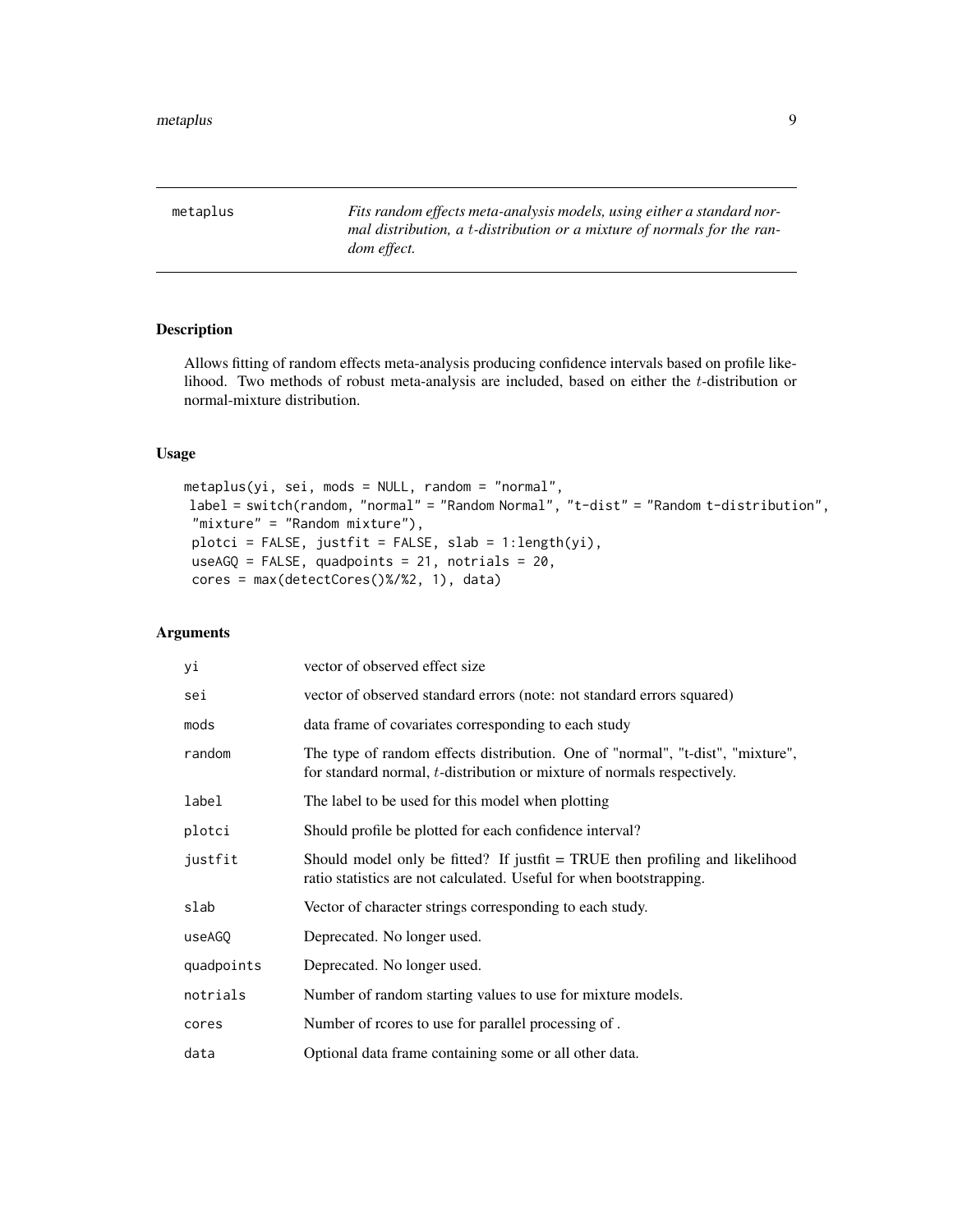metaplus — *Fits random effects meta-analysis models, using either a standard normal distribution, a $t$-distribution or a mixture of normals for the random effect.*

## Description

Allows fitting of random effects meta-analysis producing confidence intervals based on profile likelihood. Two methods of robust meta-analysis are included, based on either the $t$-distribution or normal-mixture distribution.

## Usage

```
metaplus(yi, sei, mods = NULL, random = "normal",
 label = switch(random, "normal" = "Random Normal", "t-dist" = "Random t-distribution",
 "mixture" = "Random mixture"),
 plotci = FALSE, justfit = FALSE, slab = 1:length(yi),
 useAGQ = FALSE, quadpoints = 21, notrials = 20,
 cores = max(detectCores()%/%2, 1), data)
```

## Arguments

| | |
|---|---|
| `yi` | vector of observed effect size |
| `sei` | vector of observed standard errors (note: not standard errors squared) |
| `mods` | data frame of covariates corresponding to each study |
| `random` | The type of random effects distribution. One of "normal", "t-dist", "mixture", for standard normal, $t$-distribution or mixture of normals respectively. |
| `label` | The label to be used for this model when plotting |
| `plotci` | Should profile be plotted for each confidence interval? |
| `justfit` | Should model only be fitted? If justfit = TRUE then profiling and likelihood ratio statistics are not calculated. Useful for when bootstrapping. |
| `slab` | Vector of character strings corresponding to each study. |
| `useAGQ` | Deprecated. No longer used. |
| `quadpoints` | Deprecated. No longer used. |
| `notrials` | Number of random starting values to use for mixture models. |
| `cores` | Number of rcores to use for parallel processing of . |
| `data` | Optional data frame containing some or all other data. |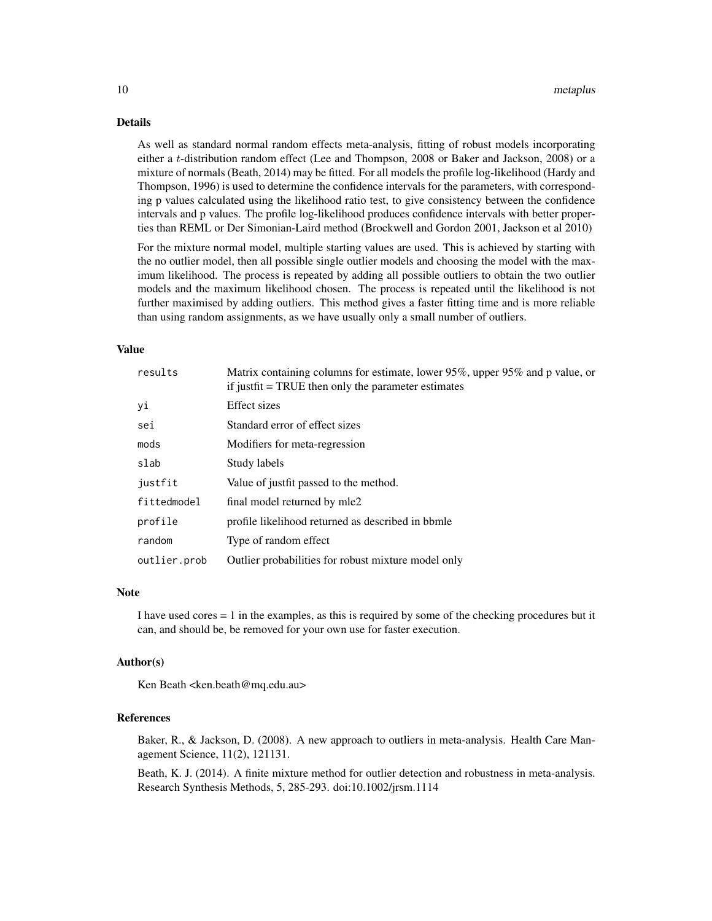## Details

As well as standard normal random effects meta-analysis, fitting of robust models incorporating either a $t$-distribution random effect (Lee and Thompson, 2008 or Baker and Jackson, 2008) or a mixture of normals (Beath, 2014) may be fitted. For all models the profile log-likelihood (Hardy and Thompson, 1996) is used to determine the confidence intervals for the parameters, with corresponding p values calculated using the likelihood ratio test, to give consistency between the confidence intervals and p values. The profile log-likelihood produces confidence intervals with better properties than REML or Der Simonian-Laird method (Brockwell and Gordon 2001, Jackson et al 2010)

For the mixture normal model, multiple starting values are used. This is achieved by starting with the no outlier model, then all possible single outlier models and choosing the model with the maximum likelihood. The process is repeated by adding all possible outliers to obtain the two outlier models and the maximum likelihood chosen. The process is repeated until the likelihood is not further maximised by adding outliers. This method gives a faster fitting time and is more reliable than using random assignments, as we have usually only a small number of outliers.

## Value

| | |
|---|---|
| `results` | Matrix containing columns for estimate, lower 95%, upper 95% and p value, or if justfit = TRUE then only the parameter estimates |
| `yi` | Effect sizes |
| `sei` | Standard error of effect sizes |
| `mods` | Modifiers for meta-regression |
| `slab` | Study labels |
| `justfit` | Value of justfit passed to the method. |
| `fittedmodel` | final model returned by mle2 |
| `profile` | profile likelihood returned as described in bbmle |
| `random` | Type of random effect |
| `outlier.prob` | Outlier probabilities for robust mixture model only |

## Note

I have used cores = 1 in the examples, as this is required by some of the checking procedures but it can, and should be, be removed for your own use for faster execution.

## Author(s)

Ken Beath <ken.beath@mq.edu.au>

## References

Baker, R., & Jackson, D. (2008). A new approach to outliers in meta-analysis. Health Care Management Science, 11(2), 121131.

Beath, K. J. (2014). A finite mixture method for outlier detection and robustness in meta-analysis. Research Synthesis Methods, 5, 285-293. doi:10.1002/jrsm.1114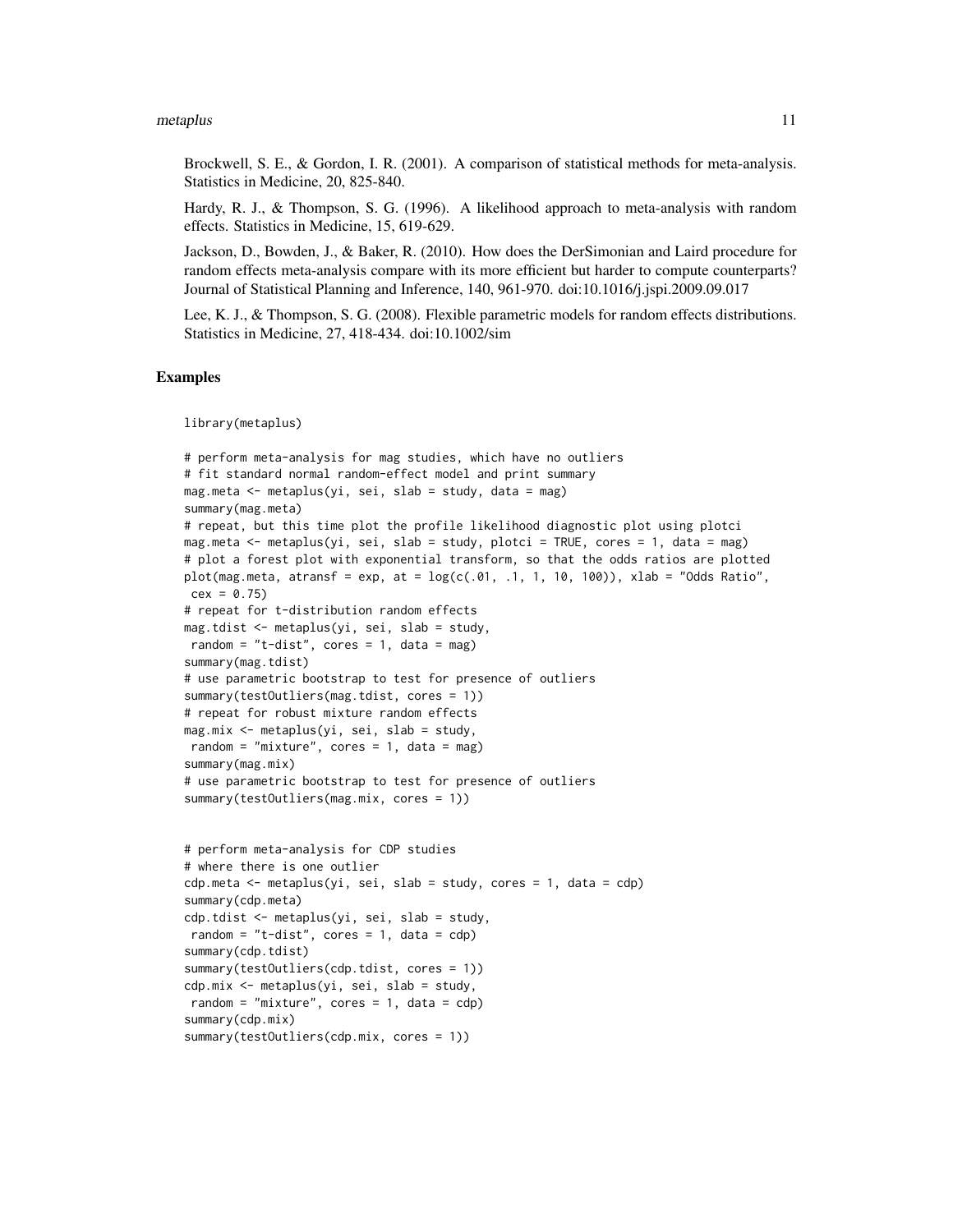Brockwell, S. E., & Gordon, I. R. (2001). A comparison of statistical methods for meta-analysis. Statistics in Medicine, 20, 825-840.

Hardy, R. J., & Thompson, S. G. (1996). A likelihood approach to meta-analysis with random effects. Statistics in Medicine, 15, 619-629.

Jackson, D., Bowden, J., & Baker, R. (2010). How does the DerSimonian and Laird procedure for random effects meta-analysis compare with its more efficient but harder to compute counterparts? Journal of Statistical Planning and Inference, 140, 961-970. doi:10.1016/j.jspi.2009.09.017

Lee, K. J., & Thompson, S. G. (2008). Flexible parametric models for random effects distributions. Statistics in Medicine, 27, 418-434. doi:10.1002/sim

### Examples

```
library(metaplus)

# perform meta-analysis for mag studies, which have no outliers
# fit standard normal random-effect model and print summary
mag.meta <- metaplus(yi, sei, slab = study, data = mag)
summary(mag.meta)
# repeat, but this time plot the profile likelihood diagnostic plot using plotci
mag.meta <- metaplus(yi, sei, slab = study, plotci = TRUE, cores = 1, data = mag)
# plot a forest plot with exponential transform, so that the odds ratios are plotted
plot(mag.meta, atransf = exp, at = log(c(.01, .1, 1, 10, 100)), xlab = "Odds Ratio",
 cex = 0.75)
# repeat for t-distribution random effects
mag.tdist <- metaplus(yi, sei, slab = study,
 random = "t-dist", cores = 1, data = mag)
summary(mag.tdist)
# use parametric bootstrap to test for presence of outliers
summary(testOutliers(mag.tdist, cores = 1))
# repeat for robust mixture random effects
mag.mix <- metaplus(yi, sei, slab = study,
 random = "mixture", cores = 1, data = mag)
summary(mag.mix)
# use parametric bootstrap to test for presence of outliers
summary(testOutliers(mag.mix, cores = 1))


# perform meta-analysis for CDP studies
# where there is one outlier
cdp.meta <- metaplus(yi, sei, slab = study, cores = 1, data = cdp)
summary(cdp.meta)
cdp.tdist <- metaplus(yi, sei, slab = study,
 random = "t-dist", cores = 1, data = cdp)
summary(cdp.tdist)
summary(testOutliers(cdp.tdist, cores = 1))
cdp.mix <- metaplus(yi, sei, slab = study,
 random = "mixture", cores = 1, data = cdp)
summary(cdp.mix)
summary(testOutliers(cdp.mix, cores = 1))
```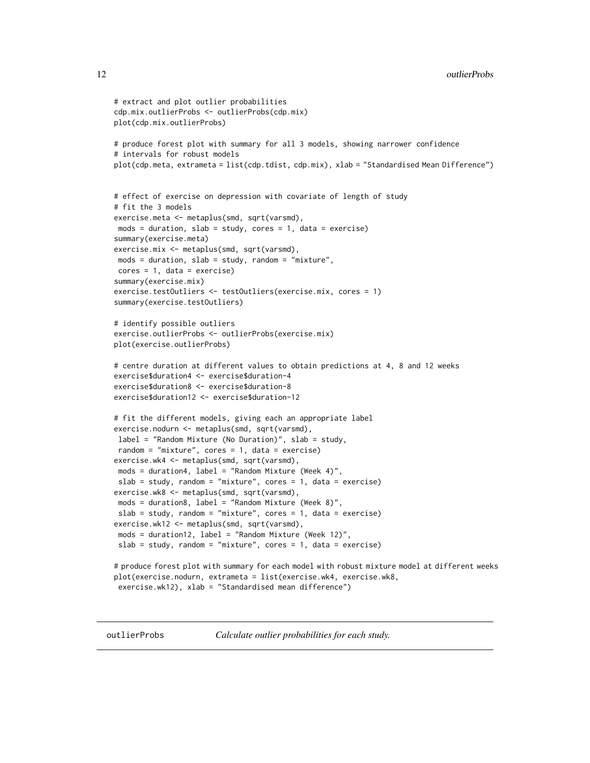```
# extract and plot outlier probabilities
cdp.mix.outlierProbs <- outlierProbs(cdp.mix)
plot(cdp.mix.outlierProbs)

# produce forest plot with summary for all 3 models, showing narrower confidence
# intervals for robust models
plot(cdp.meta, extrameta = list(cdp.tdist, cdp.mix), xlab = "Standardised Mean Difference")


# effect of exercise on depression with covariate of length of study
# fit the 3 models
exercise.meta <- metaplus(smd, sqrt(varsmd),
 mods = duration, slab = study, cores = 1, data = exercise)
summary(exercise.meta)
exercise.mix <- metaplus(smd, sqrt(varsmd),
 mods = duration, slab = study, random = "mixture",
 cores = 1, data = exercise)
summary(exercise.mix)
exercise.testOutliers <- testOutliers(exercise.mix, cores = 1)
summary(exercise.testOutliers)

# identify possible outliers
exercise.outlierProbs <- outlierProbs(exercise.mix)
plot(exercise.outlierProbs)

# centre duration at different values to obtain predictions at 4, 8 and 12 weeks
exercise$duration4 <- exercise$duration-4
exercise$duration8 <- exercise$duration-8
exercise$duration12 <- exercise$duration-12

# fit the different models, giving each an appropriate label
exercise.nodurn <- metaplus(smd, sqrt(varsmd),
 label = "Random Mixture (No Duration)", slab = study,
 random = "mixture", cores = 1, data = exercise)
exercise.wk4 <- metaplus(smd, sqrt(varsmd),
 mods = duration4, label = "Random Mixture (Week 4)",
 slab = study, random = "mixture", cores = 1, data = exercise)
exercise.wk8 <- metaplus(smd, sqrt(varsmd),
 mods = duration8, label = "Random Mixture (Week 8)",
 slab = study, random = "mixture", cores = 1, data = exercise)
exercise.wk12 <- metaplus(smd, sqrt(varsmd),
 mods = duration12, label = "Random Mixture (Week 12)",
 slab = study, random = "mixture", cores = 1, data = exercise)

# produce forest plot with summary for each model with robust mixture model at different weeks
plot(exercise.nodurn, extrameta = list(exercise.wk4, exercise.wk8,
 exercise.wk12), xlab = "Standardised mean difference")
```

---

outlierProbs *Calculate outlier probabilities for each study.*

---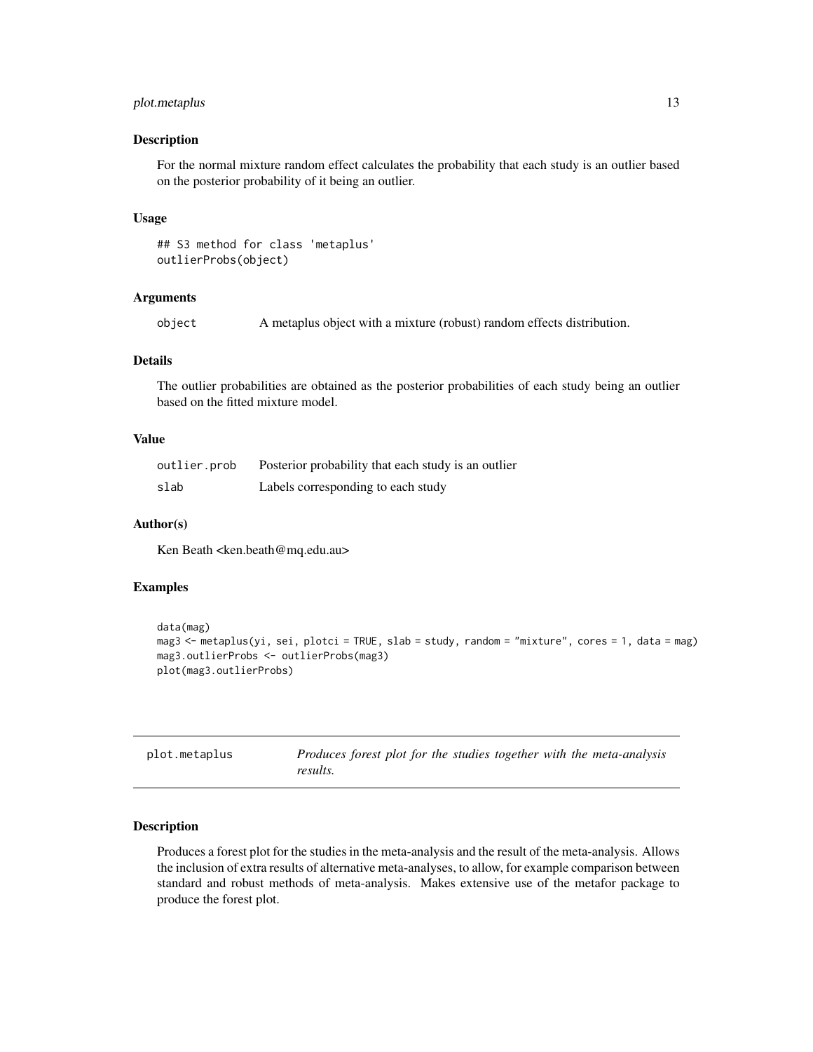### Description

For the normal mixture random effect calculates the probability that each study is an outlier based on the posterior probability of it being an outlier.

### Usage

```
## S3 method for class 'metaplus'
outlierProbs(object)
```

### Arguments

| | |
|---|---|
| `object` | A metaplus object with a mixture (robust) random effects distribution. |

### Details

The outlier probabilities are obtained as the posterior probabilities of each study being an outlier based on the fitted mixture model.

### Value

| | |
|---|---|
| `outlier.prob` | Posterior probability that each study is an outlier |
| `slab` | Labels corresponding to each study |

### Author(s)

Ken Beath <ken.beath@mq.edu.au>

### Examples

```
data(mag)
mag3 <- metaplus(yi, sei, plotci = TRUE, slab = study, random = "mixture", cores = 1, data = mag)
mag3.outlierProbs <- outlierProbs(mag3)
plot(mag3.outlierProbs)
```

---

## plot.metaplus — *Produces forest plot for the studies together with the meta-analysis results.*

---

### Description

Produces a forest plot for the studies in the meta-analysis and the result of the meta-analysis. Allows the inclusion of extra results of alternative meta-analyses, to allow, for example comparison between standard and robust methods of meta-analysis. Makes extensive use of the metafor package to produce the forest plot.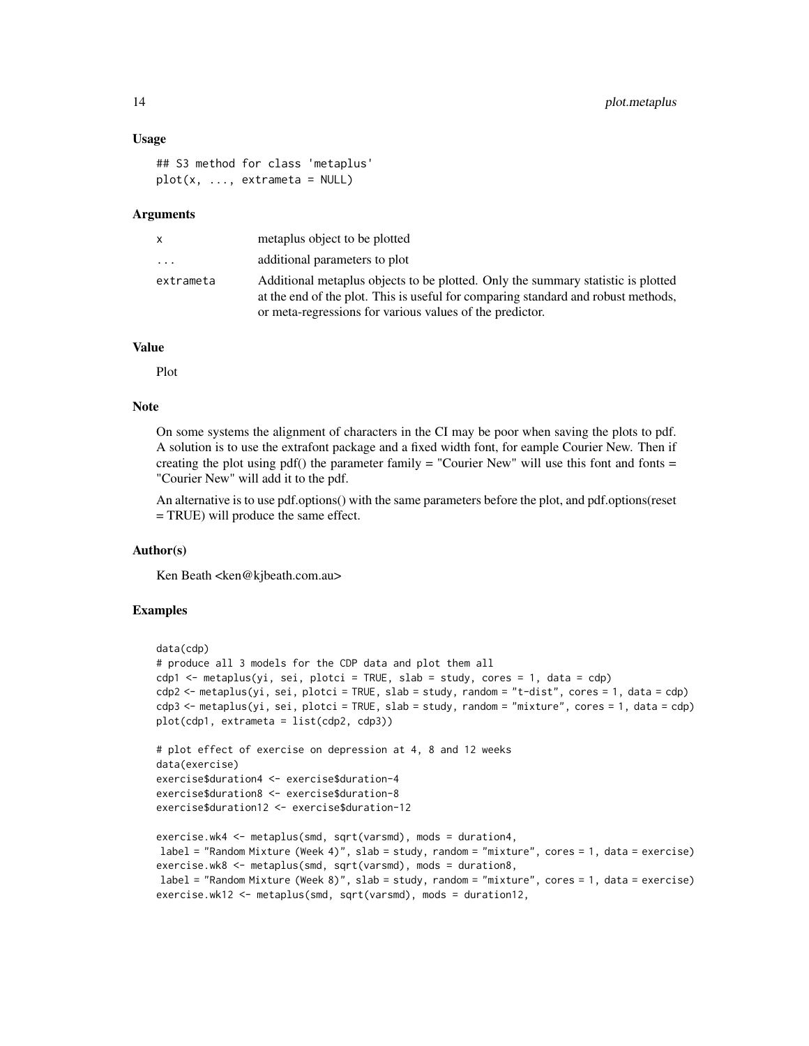## Usage

```
## S3 method for class 'metaplus'
plot(x, ..., extrameta = NULL)
```

## Arguments

| | |
|---|---|
| x | metaplus object to be plotted |
| ... | additional parameters to plot |
| extrameta | Additional metaplus objects to be plotted. Only the summary statistic is plotted at the end of the plot. This is useful for comparing standard and robust methods, or meta-regressions for various values of the predictor. |

## Value

Plot

## Note

On some systems the alignment of characters in the CI may be poor when saving the plots to pdf. A solution is to use the extrafont package and a fixed width font, for eample Courier New. Then if creating the plot using pdf() the parameter family = "Courier New" will use this font and fonts = "Courier New" will add it to the pdf.

An alternative is to use pdf.options() with the same parameters before the plot, and pdf.options(reset = TRUE) will produce the same effect.

## Author(s)

Ken Beath <ken@kjbeath.com.au>

## Examples

```
data(cdp)
# produce all 3 models for the CDP data and plot them all
cdp1 <- metaplus(yi, sei, plotci = TRUE, slab = study, cores = 1, data = cdp)
cdp2 <- metaplus(yi, sei, plotci = TRUE, slab = study, random = "t-dist", cores = 1, data = cdp)
cdp3 <- metaplus(yi, sei, plotci = TRUE, slab = study, random = "mixture", cores = 1, data = cdp)
plot(cdp1, extrameta = list(cdp2, cdp3))

# plot effect of exercise on depression at 4, 8 and 12 weeks
data(exercise)
exercise$duration4 <- exercise$duration-4
exercise$duration8 <- exercise$duration-8
exercise$duration12 <- exercise$duration-12

exercise.wk4 <- metaplus(smd, sqrt(varsmd), mods = duration4,
 label = "Random Mixture (Week 4)", slab = study, random = "mixture", cores = 1, data = exercise)
exercise.wk8 <- metaplus(smd, sqrt(varsmd), mods = duration8,
 label = "Random Mixture (Week 8)", slab = study, random = "mixture", cores = 1, data = exercise)
exercise.wk12 <- metaplus(smd, sqrt(varsmd), mods = duration12,
```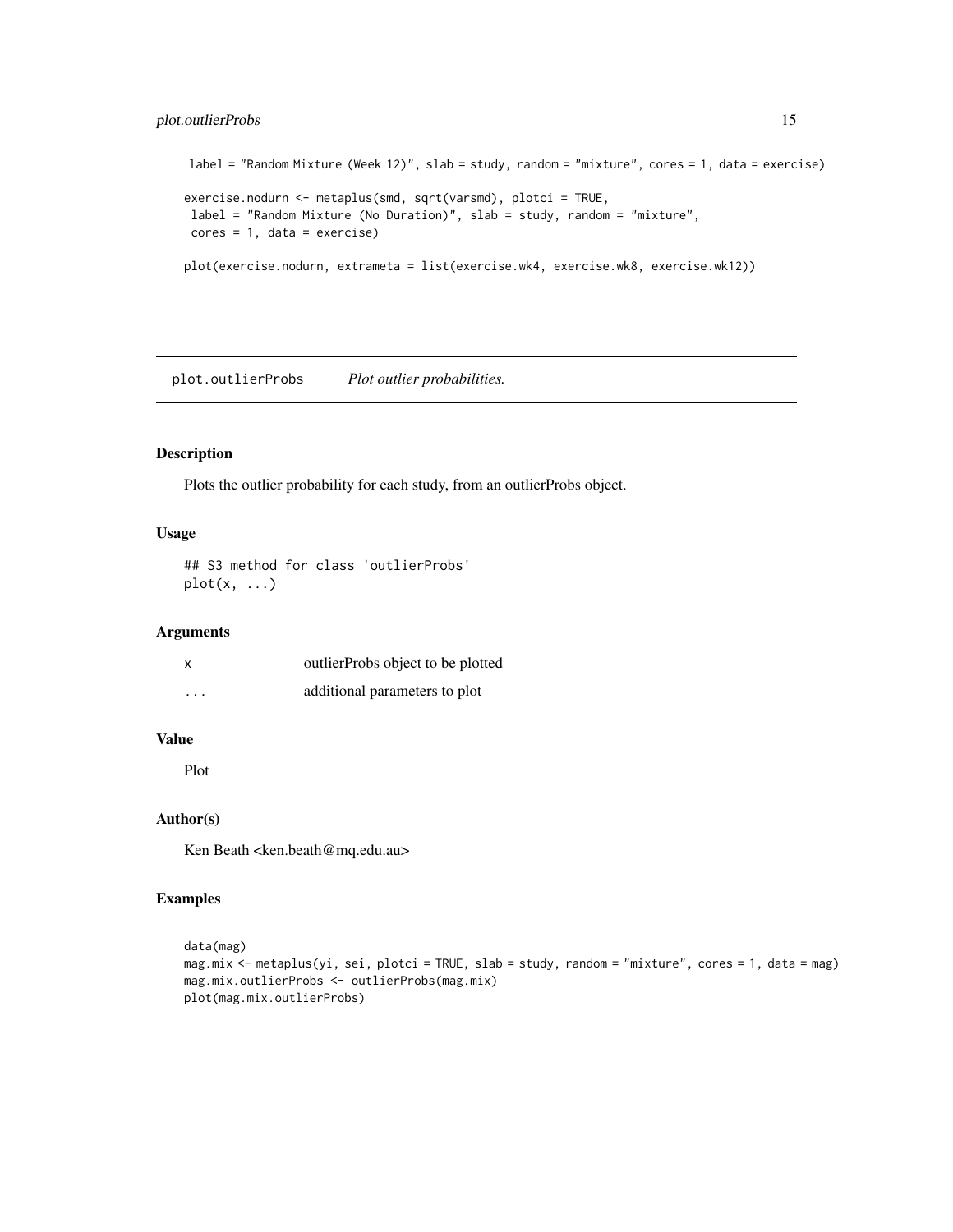```
 label = "Random Mixture (Week 12)", slab = study, random = "mixture", cores = 1, data = exercise)

exercise.nodurn <- metaplus(smd, sqrt(varsmd), plotci = TRUE,
 label = "Random Mixture (No Duration)", slab = study, random = "mixture",
 cores = 1, data = exercise)

plot(exercise.nodurn, extrameta = list(exercise.wk4, exercise.wk8, exercise.wk12))
```

---

## plot.outlierProbs *Plot outlier probabilities.*

---

### Description

Plots the outlier probability for each study, from an outlierProbs object.

### Usage

```
## S3 method for class 'outlierProbs'
plot(x, ...)
```

### Arguments

| | |
|---|---|
| x | outlierProbs object to be plotted |
| ... | additional parameters to plot |

### Value

Plot

### Author(s)

Ken Beath <ken.beath@mq.edu.au>

### Examples

```
data(mag)
mag.mix <- metaplus(yi, sei, plotci = TRUE, slab = study, random = "mixture", cores = 1, data = mag)
mag.mix.outlierProbs <- outlierProbs(mag.mix)
plot(mag.mix.outlierProbs)
```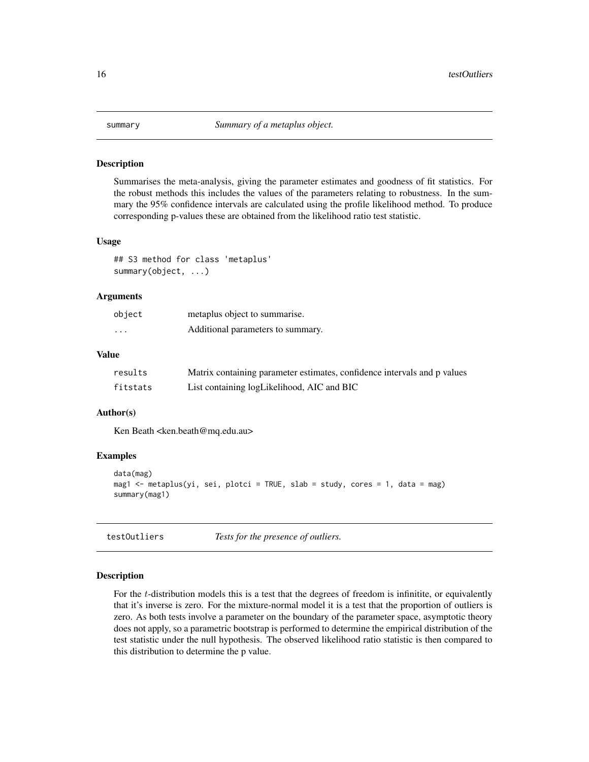## summary    *Summary of a metaplus object.*

### Description

Summarises the meta-analysis, giving the parameter estimates and goodness of fit statistics. For the robust methods this includes the values of the parameters relating to robustness. In the summary the 95% confidence intervals are calculated using the profile likelihood method. To produce corresponding p-values these are obtained from the likelihood ratio test statistic.

### Usage

```
## S3 method for class 'metaplus'
summary(object, ...)
```

### Arguments

| | |
|---|---|
| object | metaplus object to summarise. |
| ... | Additional parameters to summary. |

### Value

| | |
|---|---|
| results | Matrix containing parameter estimates, confidence intervals and p values |
| fitstats | List containing logLikelihood, AIC and BIC |

### Author(s)

Ken Beath <ken.beath@mq.edu.au>

### Examples

```
data(mag)
mag1 <- metaplus(yi, sei, plotci = TRUE, slab = study, cores = 1, data = mag)
summary(mag1)
```

## testOutliers    *Tests for the presence of outliers.*

### Description

For the $t$-distribution models this is a test that the degrees of freedom is infinitite, or equivalently that it's inverse is zero. For the mixture-normal model it is a test that the proportion of outliers is zero. As both tests involve a parameter on the boundary of the parameter space, asymptotic theory does not apply, so a parametric bootstrap is performed to determine the empirical distribution of the test statistic under the null hypothesis. The observed likelihood ratio statistic is then compared to this distribution to determine the p value.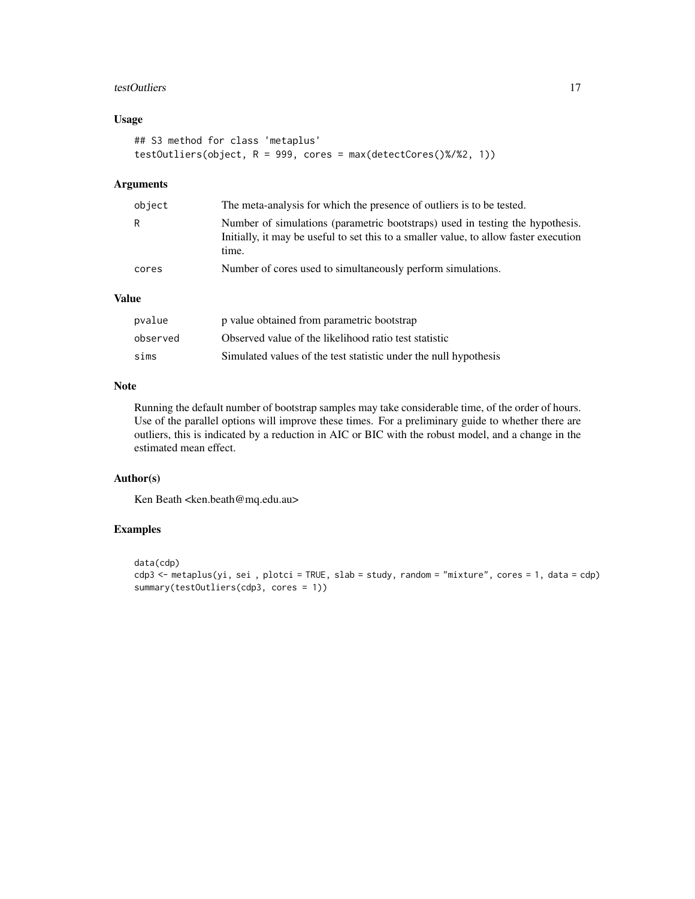### Usage

```
## S3 method for class 'metaplus'
testOutliers(object, R = 999, cores = max(detectCores()%/%2, 1))
```

### Arguments

| | |
|---|---|
| object | The meta-analysis for which the presence of outliers is to be tested. |
| R | Number of simulations (parametric bootstraps) used in testing the hypothesis. Initially, it may be useful to set this to a smaller value, to allow faster execution time. |
| cores | Number of cores used to simultaneously perform simulations. |

### Value

| | |
|---|---|
| pvalue | p value obtained from parametric bootstrap |
| observed | Observed value of the likelihood ratio test statistic |
| sims | Simulated values of the test statistic under the null hypothesis |

### Note

Running the default number of bootstrap samples may take considerable time, of the order of hours. Use of the parallel options will improve these times. For a preliminary guide to whether there are outliers, this is indicated by a reduction in AIC or BIC with the robust model, and a change in the estimated mean effect.

### Author(s)

Ken Beath <ken.beath@mq.edu.au>

### Examples

```
data(cdp)
cdp3 <- metaplus(yi, sei , plotci = TRUE, slab = study, random = "mixture", cores = 1, data = cdp)
summary(testOutliers(cdp3, cores = 1))
```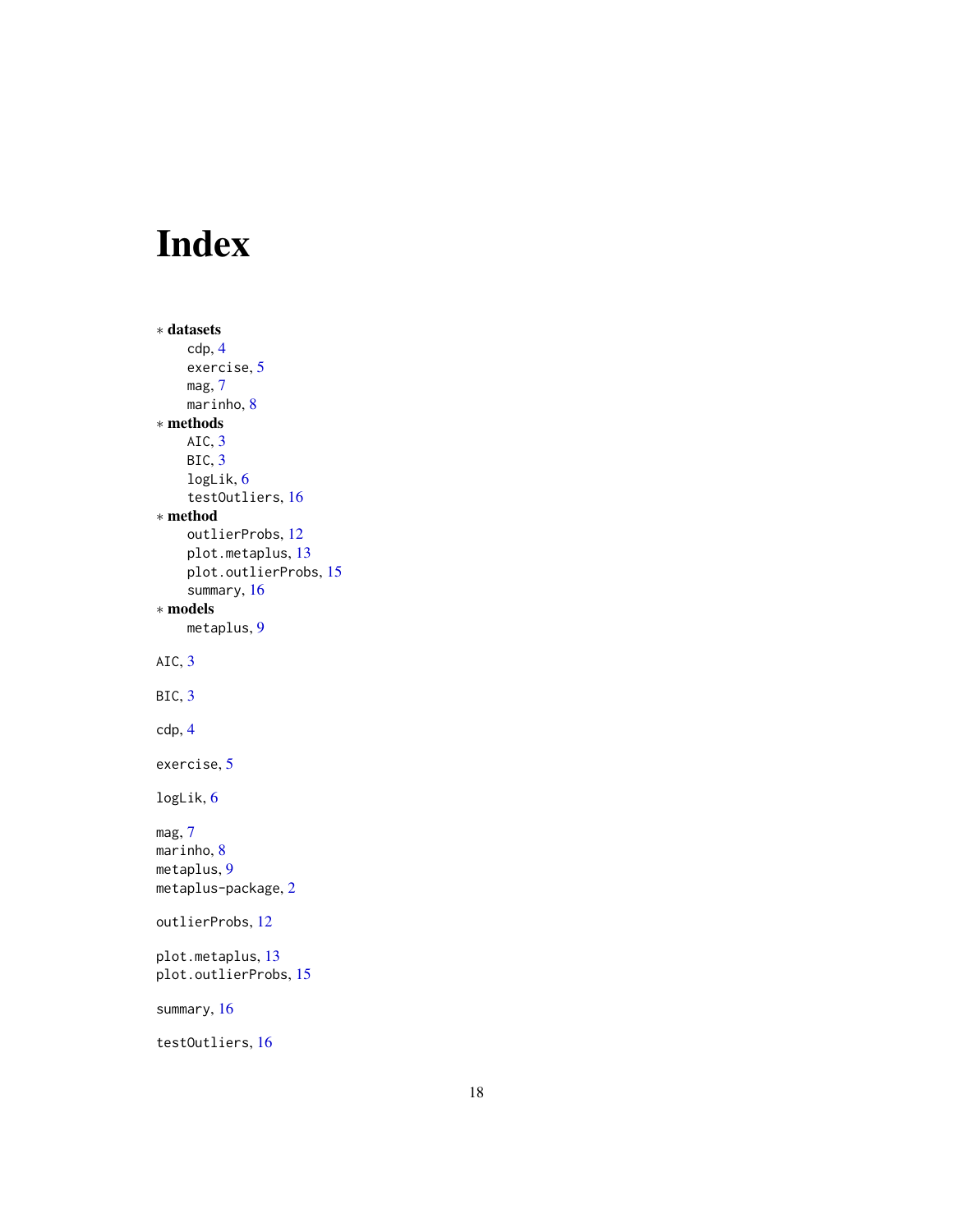# Index

∗ **datasets**

- cdp, 4
- exercise, 5
- mag, 7
- marinho, 8

∗ **methods**

- AIC, 3
- BIC, 3
- logLik, 6
- testOutliers, 16

∗ **method**

- outlierProbs, 12
- plot.metaplus, 13
- plot.outlierProbs, 15
- summary, 16

∗ **models**

- metaplus, 9

AIC, 3

BIC, 3

cdp, 4

exercise, 5

logLik, 6

mag, 7
marinho, 8
metaplus, 9
metaplus-package, 2

outlierProbs, 12

plot.metaplus, 13
plot.outlierProbs, 15

summary, 16

testOutliers, 16